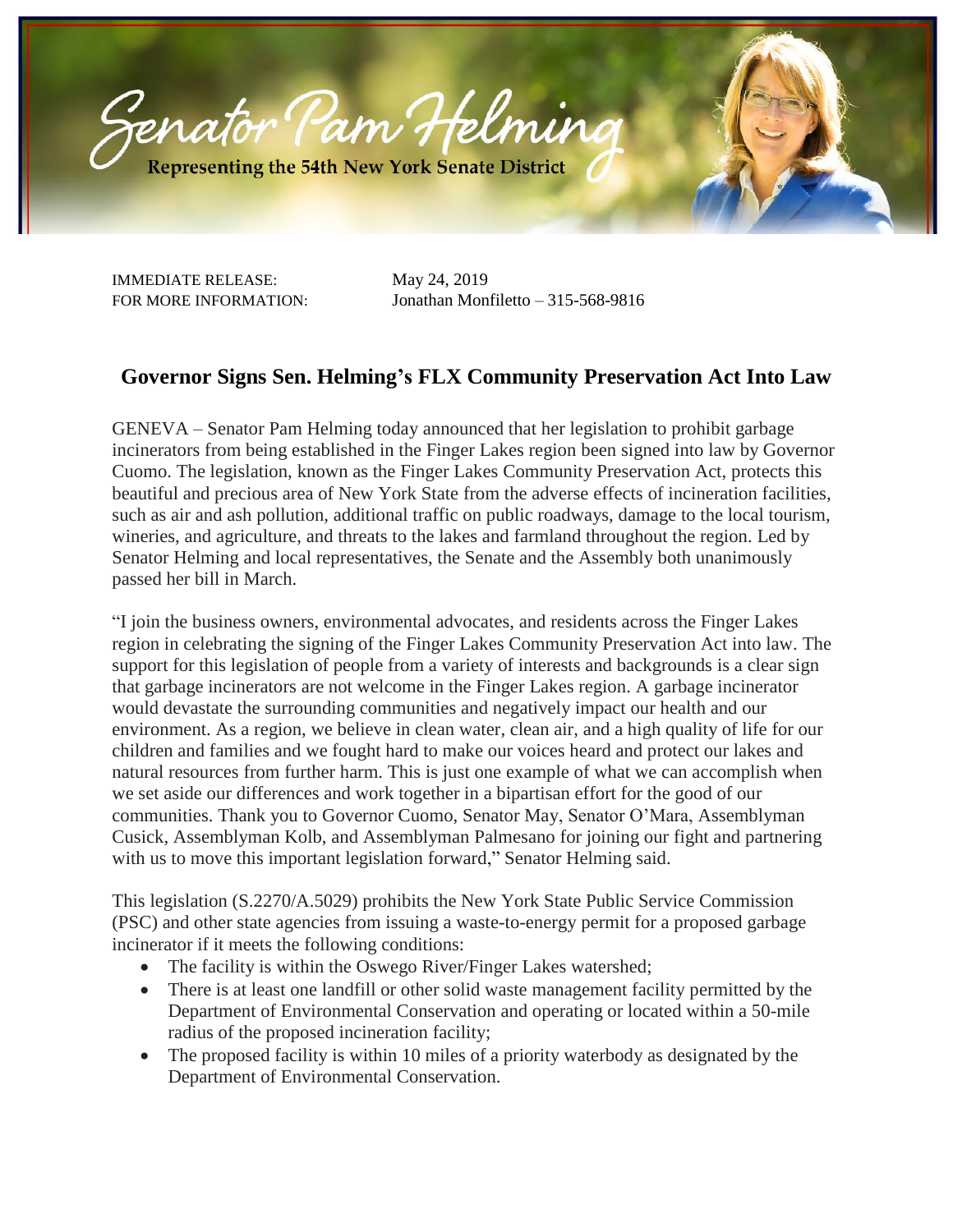Senator Pam Helming

Representing the 54th New York Senate District

IMMEDIATE RELEASE: May 24, 2019
FOR MORE INFORMATION: Jonathan Monfiletto – 315-568-9816

## Governor Signs Sen. Helming's FLX Community Preservation Act Into Law

GENEVA – Senator Pam Helming today announced that her legislation to prohibit garbage incinerators from being established in the Finger Lakes region been signed into law by Governor Cuomo. The legislation, known as the Finger Lakes Community Preservation Act, protects this beautiful and precious area of New York State from the adverse effects of incineration facilities, such as air and ash pollution, additional traffic on public roadways, damage to the local tourism, wineries, and agriculture, and threats to the lakes and farmland throughout the region. Led by Senator Helming and local representatives, the Senate and the Assembly both unanimously passed her bill in March.

"I join the business owners, environmental advocates, and residents across the Finger Lakes region in celebrating the signing of the Finger Lakes Community Preservation Act into law. The support for this legislation of people from a variety of interests and backgrounds is a clear sign that garbage incinerators are not welcome in the Finger Lakes region. A garbage incinerator would devastate the surrounding communities and negatively impact our health and our environment. As a region, we believe in clean water, clean air, and a high quality of life for our children and families and we fought hard to make our voices heard and protect our lakes and natural resources from further harm. This is just one example of what we can accomplish when we set aside our differences and work together in a bipartisan effort for the good of our communities. Thank you to Governor Cuomo, Senator May, Senator O'Mara, Assemblyman Cusick, Assemblyman Kolb, and Assemblyman Palmesano for joining our fight and partnering with us to move this important legislation forward," Senator Helming said.

This legislation (S.2270/A.5029) prohibits the New York State Public Service Commission (PSC) and other state agencies from issuing a waste-to-energy permit for a proposed garbage incinerator if it meets the following conditions:

- The facility is within the Oswego River/Finger Lakes watershed;
- There is at least one landfill or other solid waste management facility permitted by the Department of Environmental Conservation and operating or located within a 50-mile radius of the proposed incineration facility;
- The proposed facility is within 10 miles of a priority waterbody as designated by the Department of Environmental Conservation.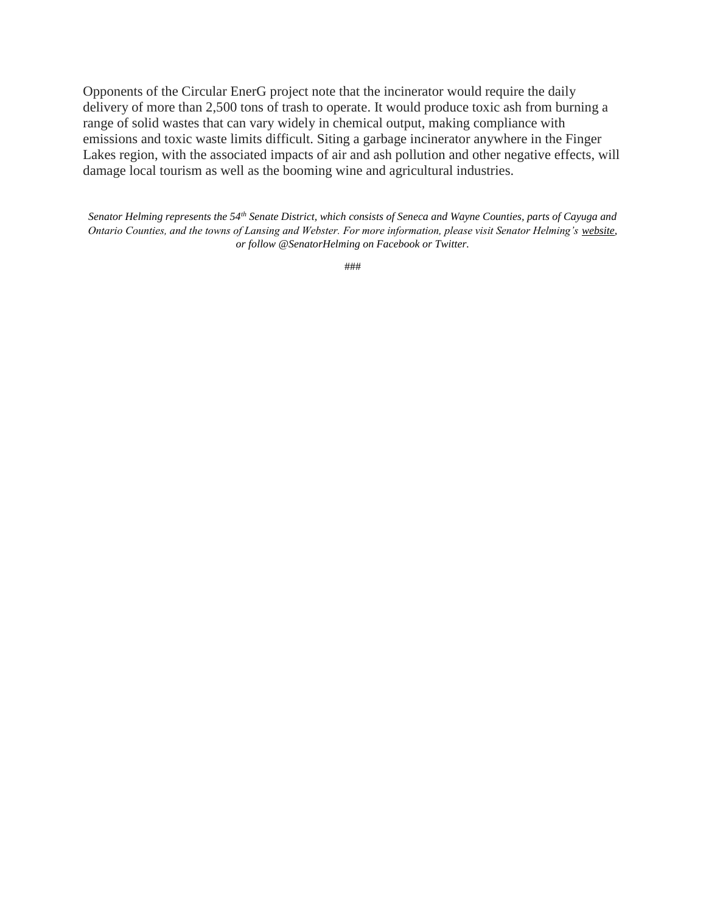Opponents of the Circular EnerG project note that the incinerator would require the daily delivery of more than 2,500 tons of trash to operate. It would produce toxic ash from burning a range of solid wastes that can vary widely in chemical output, making compliance with emissions and toxic waste limits difficult. Siting a garbage incinerator anywhere in the Finger Lakes region, with the associated impacts of air and ash pollution and other negative effects, will damage local tourism as well as the booming wine and agricultural industries.

*Senator Helming represents the 54th Senate District, which consists of Seneca and Wayne Counties, parts of Cayuga and Ontario Counties, and the towns of Lansing and Webster. For more information, please visit Senator Helming's website, or follow @SenatorHelming on Facebook or Twitter.*

###